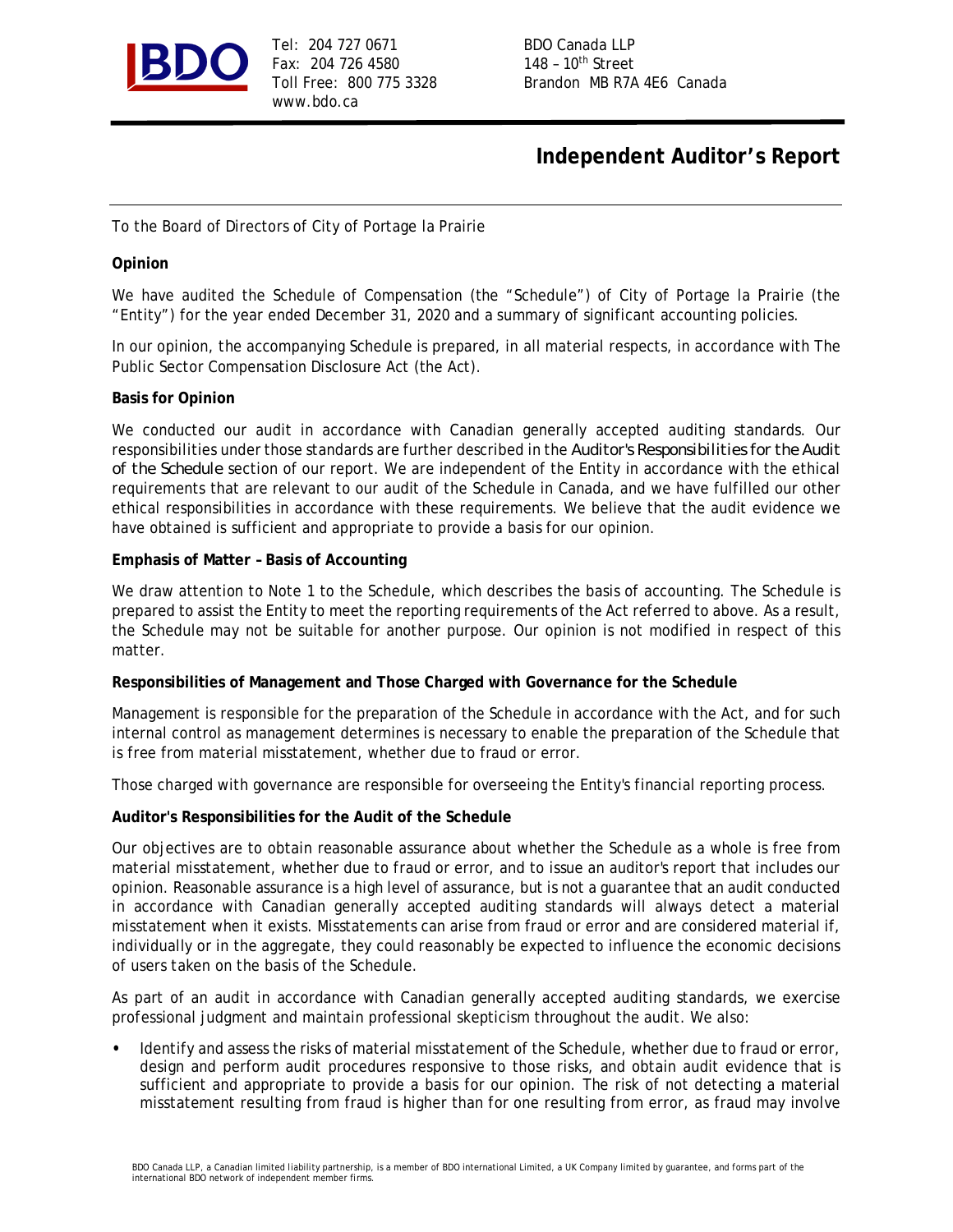Tel: 204 727 0671
Fax: 204 726 4580
Toll Free: 800 775 3328
www.bdo.ca

BDO Canada LLP
148 – 10th Street
Brandon MB R7A 4E6 Canada

# Independent Auditor's Report

To the Board of Directors of City of Portage la Prairie

**Opinion**

We have audited the Schedule of Compensation (the "Schedule") of City of Portage la Prairie (the "Entity") for the year ended December 31, 2020 and a summary of significant accounting policies.

In our opinion, the accompanying Schedule is prepared, in all material respects, in accordance with The Public Sector Compensation Disclosure Act (the Act).

**Basis for Opinion**

We conducted our audit in accordance with Canadian generally accepted auditing standards. Our responsibilities under those standards are further described in the *Auditor's Responsibilities for the Audit of the Schedule* section of our report. We are independent of the Entity in accordance with the ethical requirements that are relevant to our audit of the Schedule in Canada, and we have fulfilled our other ethical responsibilities in accordance with these requirements. We believe that the audit evidence we have obtained is sufficient and appropriate to provide a basis for our opinion.

**Emphasis of Matter – Basis of Accounting**

We draw attention to Note 1 to the Schedule, which describes the basis of accounting. The Schedule is prepared to assist the Entity to meet the reporting requirements of the Act referred to above. As a result, the Schedule may not be suitable for another purpose. Our opinion is not modified in respect of this matter.

**Responsibilities of Management and Those Charged with Governance for the Schedule**

Management is responsible for the preparation of the Schedule in accordance with the Act, and for such internal control as management determines is necessary to enable the preparation of the Schedule that is free from material misstatement, whether due to fraud or error.

Those charged with governance are responsible for overseeing the Entity's financial reporting process.

**Auditor's Responsibilities for the Audit of the Schedule**

Our objectives are to obtain reasonable assurance about whether the Schedule as a whole is free from material misstatement, whether due to fraud or error, and to issue an auditor's report that includes our opinion. Reasonable assurance is a high level of assurance, but is not a guarantee that an audit conducted in accordance with Canadian generally accepted auditing standards will always detect a material misstatement when it exists. Misstatements can arise from fraud or error and are considered material if, individually or in the aggregate, they could reasonably be expected to influence the economic decisions of users taken on the basis of the Schedule.

As part of an audit in accordance with Canadian generally accepted auditing standards, we exercise professional judgment and maintain professional skepticism throughout the audit. We also:

- Identify and assess the risks of material misstatement of the Schedule, whether due to fraud or error, design and perform audit procedures responsive to those risks, and obtain audit evidence that is sufficient and appropriate to provide a basis for our opinion. The risk of not detecting a material misstatement resulting from fraud is higher than for one resulting from error, as fraud may involve

BDO Canada LLP, a Canadian limited liability partnership, is a member of BDO international Limited, a UK Company limited by guarantee, and forms part of the international BDO network of independent member firms.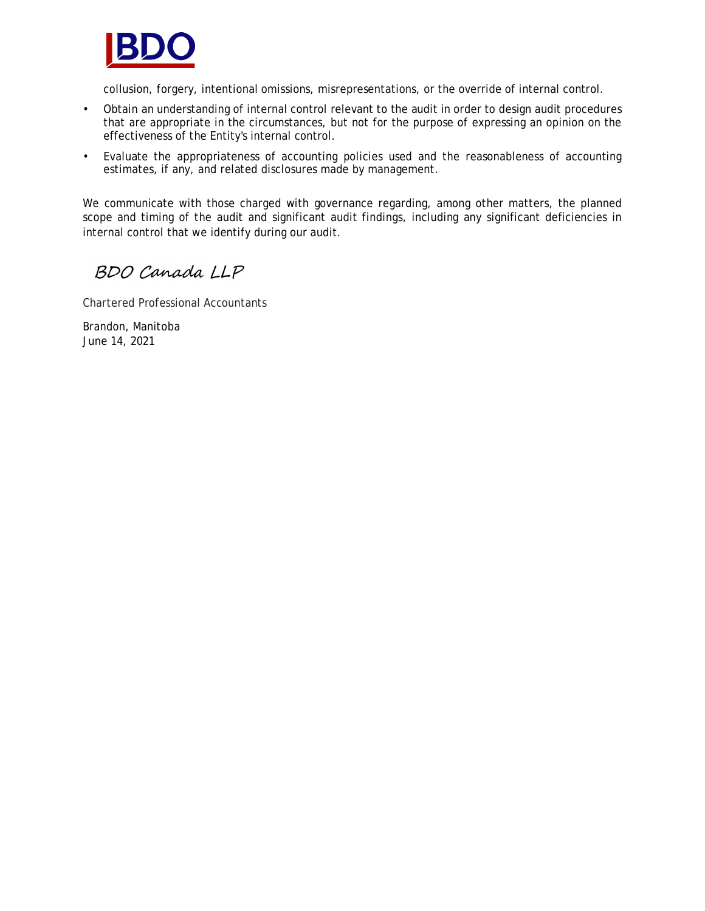collusion, forgery, intentional omissions, misrepresentations, or the override of internal control.

- Obtain an understanding of internal control relevant to the audit in order to design audit procedures that are appropriate in the circumstances, but not for the purpose of expressing an opinion on the effectiveness of the Entity's internal control.
- Evaluate the appropriateness of accounting policies used and the reasonableness of accounting estimates, if any, and related disclosures made by management.

We communicate with those charged with governance regarding, among other matters, the planned scope and timing of the audit and significant audit findings, including any significant deficiencies in internal control that we identify during our audit.

BDO Canada LLP

Chartered Professional Accountants

Brandon, Manitoba
June 14, 2021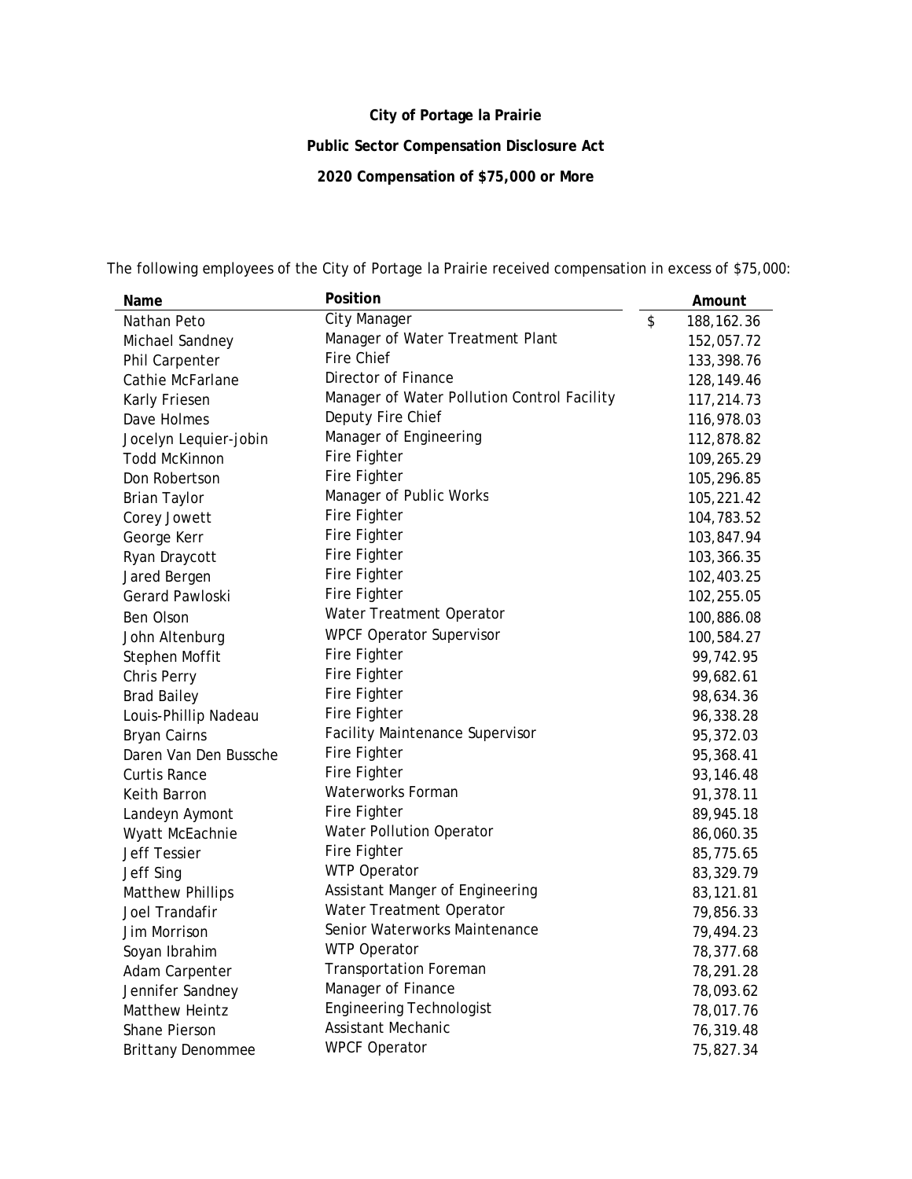**City of Portage la Prairie**

**Public Sector Compensation Disclosure Act**

**2020 Compensation of $75,000 or More**

The following employees of the City of Portage la Prairie received compensation in excess of $75,000:

| Name | Position | Amount |
|---|---|---|
| Nathan Peto | City Manager | $ 188,162.36 |
| Michael Sandney | Manager of Water Treatment Plant | 152,057.72 |
| Phil Carpenter | Fire Chief | 133,398.76 |
| Cathie McFarlane | Director of Finance | 128,149.46 |
| Karly Friesen | Manager of Water Pollution Control Facility | 117,214.73 |
| Dave Holmes | Deputy Fire Chief | 116,978.03 |
| Jocelyn Lequier-jobin | Manager of Engineering | 112,878.82 |
| Todd McKinnon | Fire Fighter | 109,265.29 |
| Don Robertson | Fire Fighter | 105,296.85 |
| Brian Taylor | Manager of Public Works | 105,221.42 |
| Corey Jowett | Fire Fighter | 104,783.52 |
| George Kerr | Fire Fighter | 103,847.94 |
| Ryan Draycott | Fire Fighter | 103,366.35 |
| Jared Bergen | Fire Fighter | 102,403.25 |
| Gerard Pawloski | Fire Fighter | 102,255.05 |
| Ben Olson | Water Treatment Operator | 100,886.08 |
| John Altenburg | WPCF Operator Supervisor | 100,584.27 |
| Stephen Moffit | Fire Fighter | 99,742.95 |
| Chris Perry | Fire Fighter | 99,682.61 |
| Brad Bailey | Fire Fighter | 98,634.36 |
| Louis-Phillip Nadeau | Fire Fighter | 96,338.28 |
| Bryan Cairns | Facility Maintenance Supervisor | 95,372.03 |
| Daren Van Den Bussche | Fire Fighter | 95,368.41 |
| Curtis Rance | Fire Fighter | 93,146.48 |
| Keith Barron | Waterworks Forman | 91,378.11 |
| Landeyn Aymont | Fire Fighter | 89,945.18 |
| Wyatt McEachnie | Water Pollution Operator | 86,060.35 |
| Jeff Tessier | Fire Fighter | 85,775.65 |
| Jeff Sing | WTP Operator | 83,329.79 |
| Matthew Phillips | Assistant Manger of Engineering | 83,121.81 |
| Joel Trandafir | Water Treatment Operator | 79,856.33 |
| Jim Morrison | Senior Waterworks Maintenance | 79,494.23 |
| Soyan Ibrahim | WTP Operator | 78,377.68 |
| Adam Carpenter | Transportation Foreman | 78,291.28 |
| Jennifer Sandney | Manager of Finance | 78,093.62 |
| Matthew Heintz | Engineering Technologist | 78,017.76 |
| Shane Pierson | Assistant Mechanic | 76,319.48 |
| Brittany Denommee | WPCF Operator | 75,827.34 |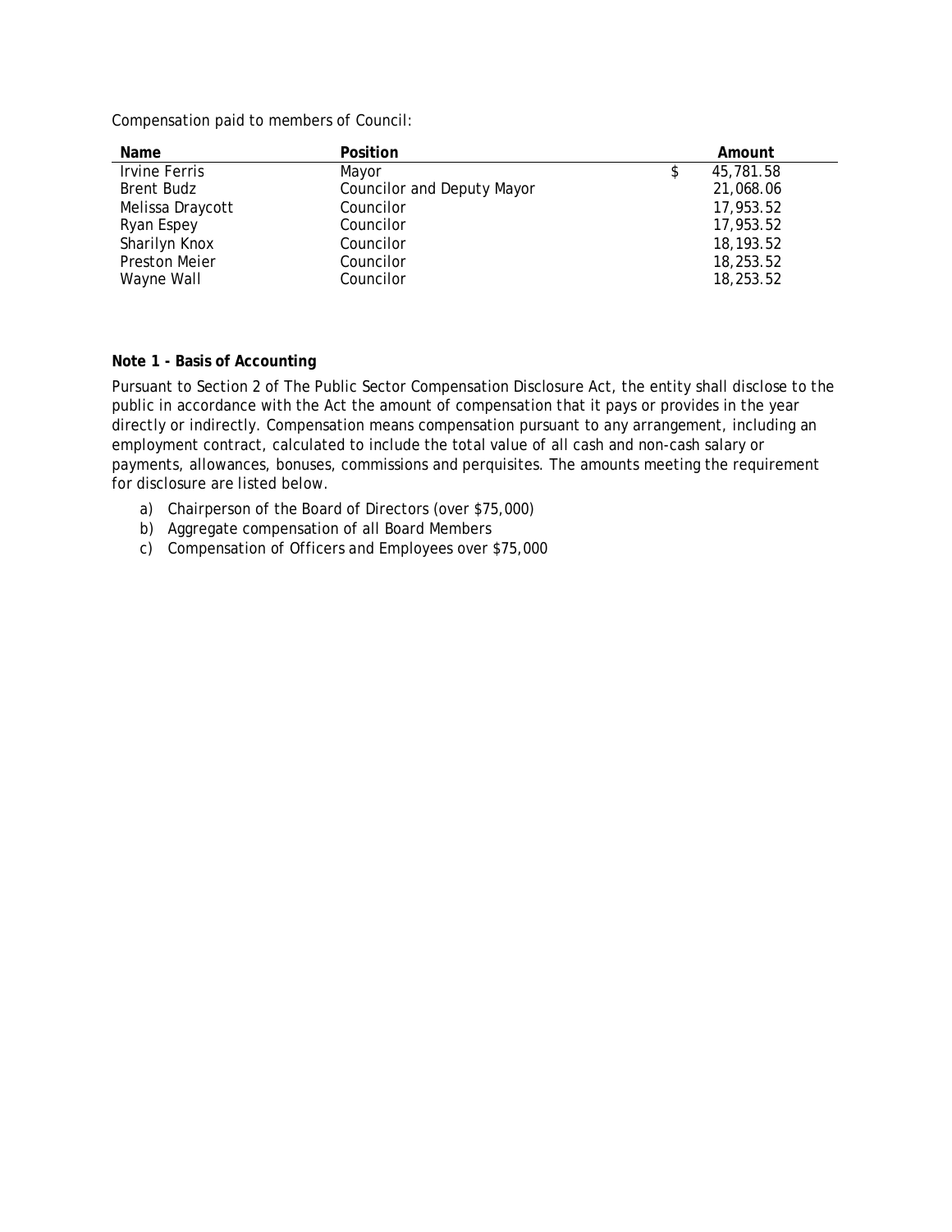Compensation paid to members of Council:

| Name | Position | Amount |
|---|---|---|
| Irvine Ferris | Mayor | $ 45,781.58 |
| Brent Budz | Councilor and Deputy Mayor | 21,068.06 |
| Melissa Draycott | Councilor | 17,953.52 |
| Ryan Espey | Councilor | 17,953.52 |
| Sharilyn Knox | Councilor | 18,193.52 |
| Preston Meier | Councilor | 18,253.52 |
| Wayne Wall | Councilor | 18,253.52 |

**Note 1 - Basis of Accounting**

Pursuant to Section 2 of The Public Sector Compensation Disclosure Act, the entity shall disclose to the public in accordance with the Act the amount of compensation that it pays or provides in the year directly or indirectly. Compensation means compensation pursuant to any arrangement, including an employment contract, calculated to include the total value of all cash and non-cash salary or payments, allowances, bonuses, commissions and perquisites. The amounts meeting the requirement for disclosure are listed below.

a) Chairperson of the Board of Directors (over $75,000)
b) Aggregate compensation of all Board Members
c) Compensation of Officers and Employees over $75,000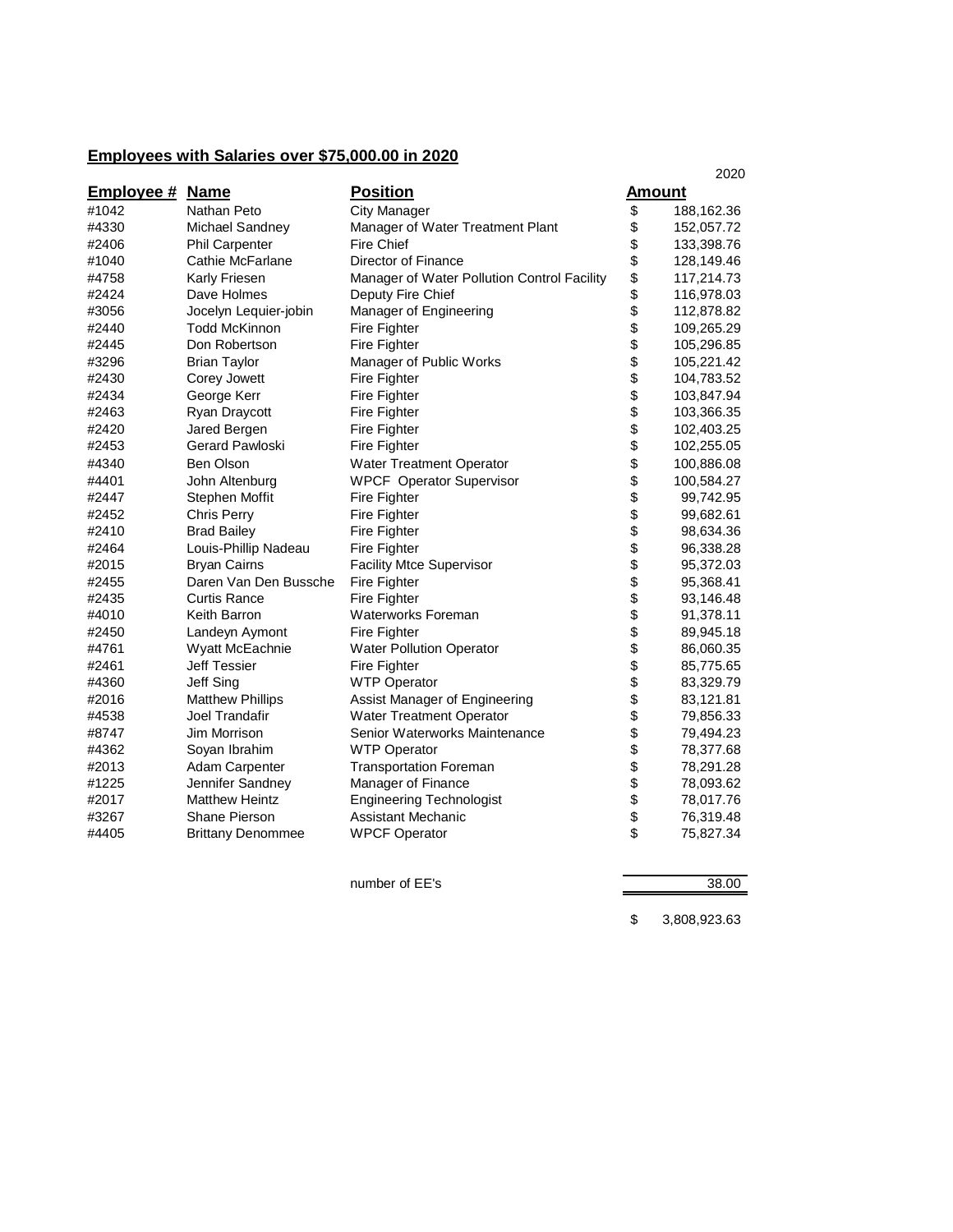**Employees with Salaries over $75,000.00 in 2020**

| **Employee #** | **Name** | **Position** | **Amount** 2020 |
| --- | --- | --- | --- |
| #1042 | Nathan Peto | City Manager | $ 188,162.36 |
| #4330 | Michael Sandney | Manager of Water Treatment Plant | $ 152,057.72 |
| #2406 | Phil Carpenter | Fire Chief | $ 133,398.76 |
| #1040 | Cathie McFarlane | Director of Finance | $ 128,149.46 |
| #4758 | Karly Friesen | Manager of Water Pollution Control Facility | $ 117,214.73 |
| #2424 | Dave Holmes | Deputy Fire Chief | $ 116,978.03 |
| #3056 | Jocelyn Lequier-jobin | Manager of Engineering | $ 112,878.82 |
| #2440 | Todd McKinnon | Fire Fighter | $ 109,265.29 |
| #2445 | Don Robertson | Fire Fighter | $ 105,296.85 |
| #3296 | Brian Taylor | Manager of Public Works | $ 105,221.42 |
| #2430 | Corey Jowett | Fire Fighter | $ 104,783.52 |
| #2434 | George Kerr | Fire Fighter | $ 103,847.94 |
| #2463 | Ryan Draycott | Fire Fighter | $ 103,366.35 |
| #2420 | Jared Bergen | Fire Fighter | $ 102,403.25 |
| #2453 | Gerard Pawloski | Fire Fighter | $ 102,255.05 |
| #4340 | Ben Olson | Water Treatment Operator | $ 100,886.08 |
| #4401 | John Altenburg | WPCF Operator Supervisor | $ 100,584.27 |
| #2447 | Stephen Moffit | Fire Fighter | $ 99,742.95 |
| #2452 | Chris Perry | Fire Fighter | $ 99,682.61 |
| #2410 | Brad Bailey | Fire Fighter | $ 98,634.36 |
| #2464 | Louis-Phillip Nadeau | Fire Fighter | $ 96,338.28 |
| #2015 | Bryan Cairns | Facility Mtce Supervisor | $ 95,372.03 |
| #2455 | Daren Van Den Bussche | Fire Fighter | $ 95,368.41 |
| #2435 | Curtis Rance | Fire Fighter | $ 93,146.48 |
| #4010 | Keith Barron | Waterworks Foreman | $ 91,378.11 |
| #2450 | Landeyn Aymont | Fire Fighter | $ 89,945.18 |
| #4761 | Wyatt McEachnie | Water Pollution Operator | $ 86,060.35 |
| #2461 | Jeff Tessier | Fire Fighter | $ 85,775.65 |
| #4360 | Jeff Sing | WTP Operator | $ 83,329.79 |
| #2016 | Matthew Phillips | Assist Manager of Engineering | $ 83,121.81 |
| #4538 | Joel Trandafir | Water Treatment Operator | $ 79,856.33 |
| #8747 | Jim Morrison | Senior Waterworks Maintenance | $ 79,494.23 |
| #4362 | Soyan Ibrahim | WTP Operator | $ 78,377.68 |
| #2013 | Adam Carpenter | Transportation Foreman | $ 78,291.28 |
| #1225 | Jennifer Sandney | Manager of Finance | $ 78,093.62 |
| #2017 | Matthew Heintz | Engineering Technologist | $ 78,017.76 |
| #3267 | Shane Pierson | Assistant Mechanic | $ 76,319.48 |
| #4405 | Brittany Denommee | WPCF Operator | $ 75,827.34 |
| | | number of EE's | 38.00 |
| | | | $ 3,808,923.63 |